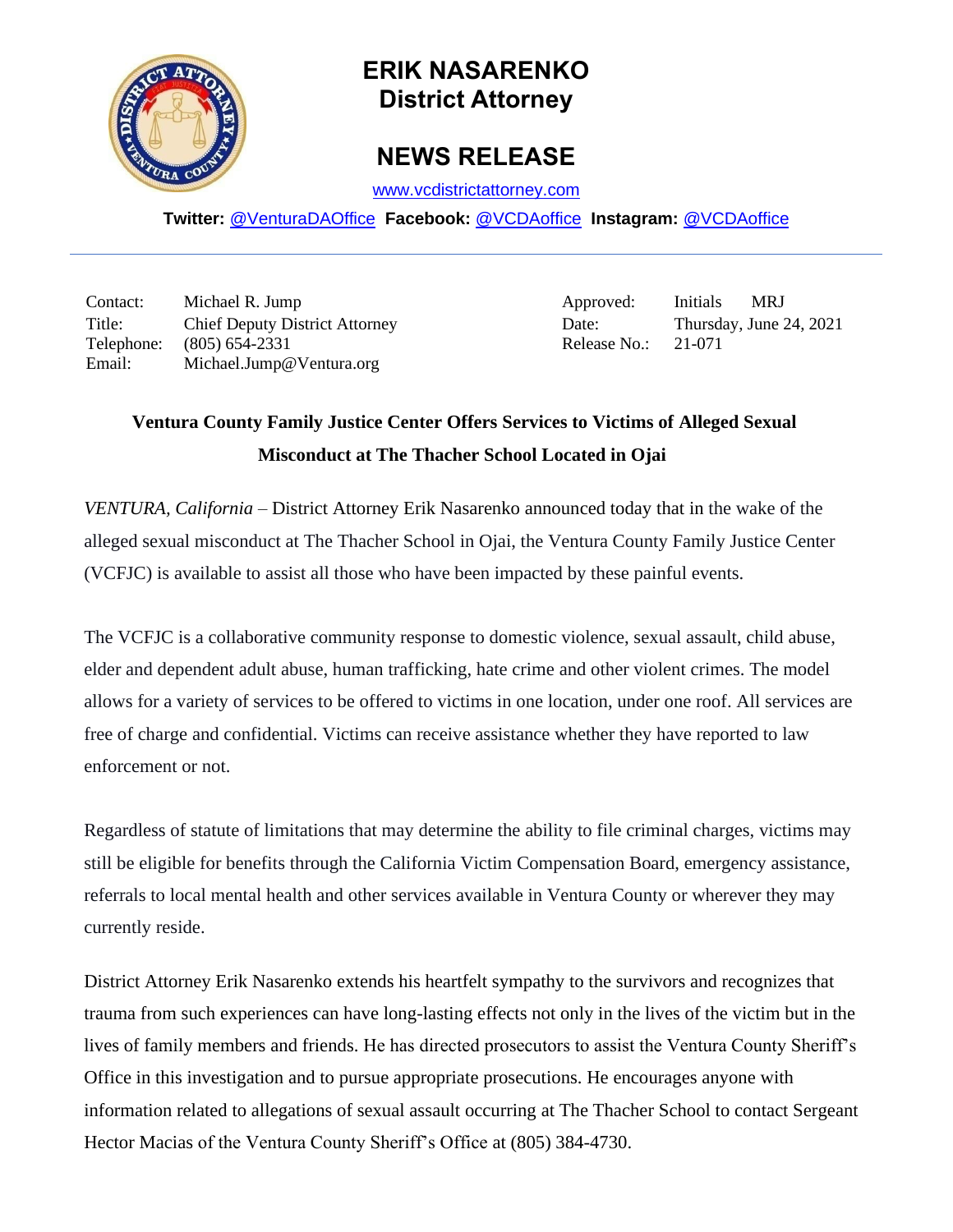# ERIK NASARENKO
# District Attorney

## NEWS RELEASE

www.vcdistrictattorney.com

**Twitter:** @VenturaDAOffice **Facebook:** @VCDAoffice **Instagram:** @VCDAoffice

---

| | | | |
|---|---|---|---|
| Contact: | Michael R. Jump | Approved: | Initials MRJ |
| Title: | Chief Deputy District Attorney | Date: | Thursday, June 24, 2021 |
| Telephone: | (805) 654-2331 | Release No.: | 21-071 |
| Email: | Michael.Jump@Ventura.org | | |

### Ventura County Family Justice Center Offers Services to Victims of Alleged Sexual Misconduct at The Thacher School Located in Ojai

*VENTURA, California* – District Attorney Erik Nasarenko announced today that in the wake of the alleged sexual misconduct at The Thacher School in Ojai, the Ventura County Family Justice Center (VCFJC) is available to assist all those who have been impacted by these painful events.

The VCFJC is a collaborative community response to domestic violence, sexual assault, child abuse, elder and dependent adult abuse, human trafficking, hate crime and other violent crimes. The model allows for a variety of services to be offered to victims in one location, under one roof. All services are free of charge and confidential. Victims can receive assistance whether they have reported to law enforcement or not.

Regardless of statute of limitations that may determine the ability to file criminal charges, victims may still be eligible for benefits through the California Victim Compensation Board, emergency assistance, referrals to local mental health and other services available in Ventura County or wherever they may currently reside.

District Attorney Erik Nasarenko extends his heartfelt sympathy to the survivors and recognizes that trauma from such experiences can have long-lasting effects not only in the lives of the victim but in the lives of family members and friends. He has directed prosecutors to assist the Ventura County Sheriff's Office in this investigation and to pursue appropriate prosecutions. He encourages anyone with information related to allegations of sexual assault occurring at The Thacher School to contact Sergeant Hector Macias of the Ventura County Sheriff's Office at (805) 384-4730.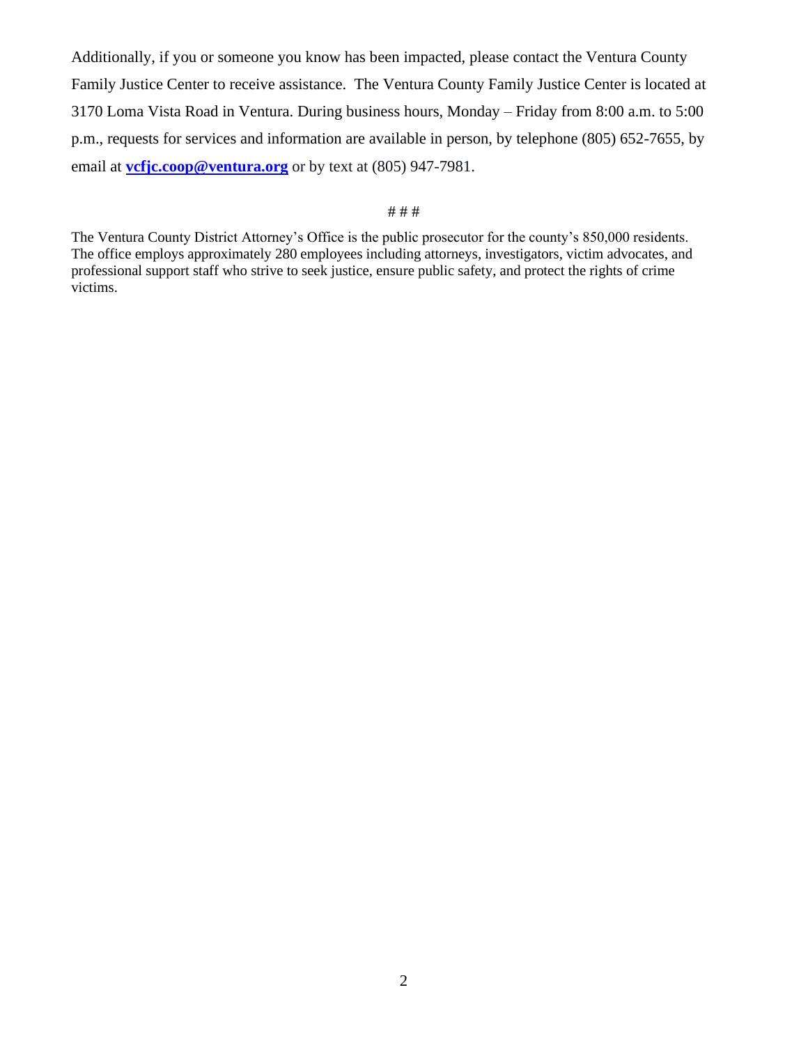Additionally, if you or someone you know has been impacted, please contact the Ventura County Family Justice Center to receive assistance. The Ventura County Family Justice Center is located at 3170 Loma Vista Road in Ventura. During business hours, Monday – Friday from 8:00 a.m. to 5:00 p.m., requests for services and information are available in person, by telephone (805) 652-7655, by email at **vcfjc.coop@ventura.org** or by text at (805) 947-7981.

# # #

The Ventura County District Attorney's Office is the public prosecutor for the county's 850,000 residents. The office employs approximately 280 employees including attorneys, investigators, victim advocates, and professional support staff who strive to seek justice, ensure public safety, and protect the rights of crime victims.